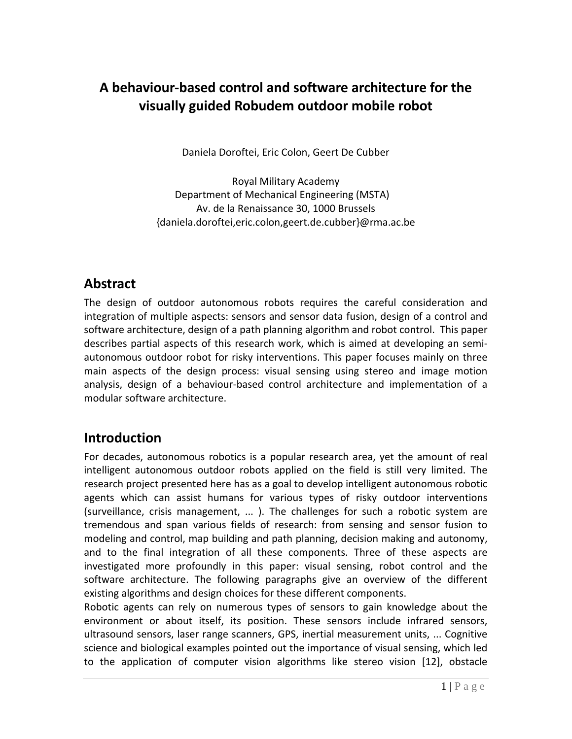# A behaviour-based control and software architecture for the visually guided Robudem outdoor mobile robot

Daniela Doroftei, Eric Colon, Geert De Cubber

Royal Military Academy
Department of Mechanical Engineering (MSTA)
Av. de la Renaissance 30, 1000 Brussels
{daniela.doroftei,eric.colon,geert.de.cubber}@rma.ac.be

## Abstract

The design of outdoor autonomous robots requires the careful consideration and integration of multiple aspects: sensors and sensor data fusion, design of a control and software architecture, design of a path planning algorithm and robot control. This paper describes partial aspects of this research work, which is aimed at developing an semi-autonomous outdoor robot for risky interventions. This paper focuses mainly on three main aspects of the design process: visual sensing using stereo and image motion analysis, design of a behaviour-based control architecture and implementation of a modular software architecture.

## Introduction

For decades, autonomous robotics is a popular research area, yet the amount of real intelligent autonomous outdoor robots applied on the field is still very limited. The research project presented here has as a goal to develop intelligent autonomous robotic agents which can assist humans for various types of risky outdoor interventions (surveillance, crisis management, ... ). The challenges for such a robotic system are tremendous and span various fields of research: from sensing and sensor fusion to modeling and control, map building and path planning, decision making and autonomy, and to the final integration of all these components. Three of these aspects are investigated more profoundly in this paper: visual sensing, robot control and the software architecture. The following paragraphs give an overview of the different existing algorithms and design choices for these different components.

Robotic agents can rely on numerous types of sensors to gain knowledge about the environment or about itself, its position. These sensors include infrared sensors, ultrasound sensors, laser range scanners, GPS, inertial measurement units, ... Cognitive science and biological examples pointed out the importance of visual sensing, which led to the application of computer vision algorithms like stereo vision [12], obstacle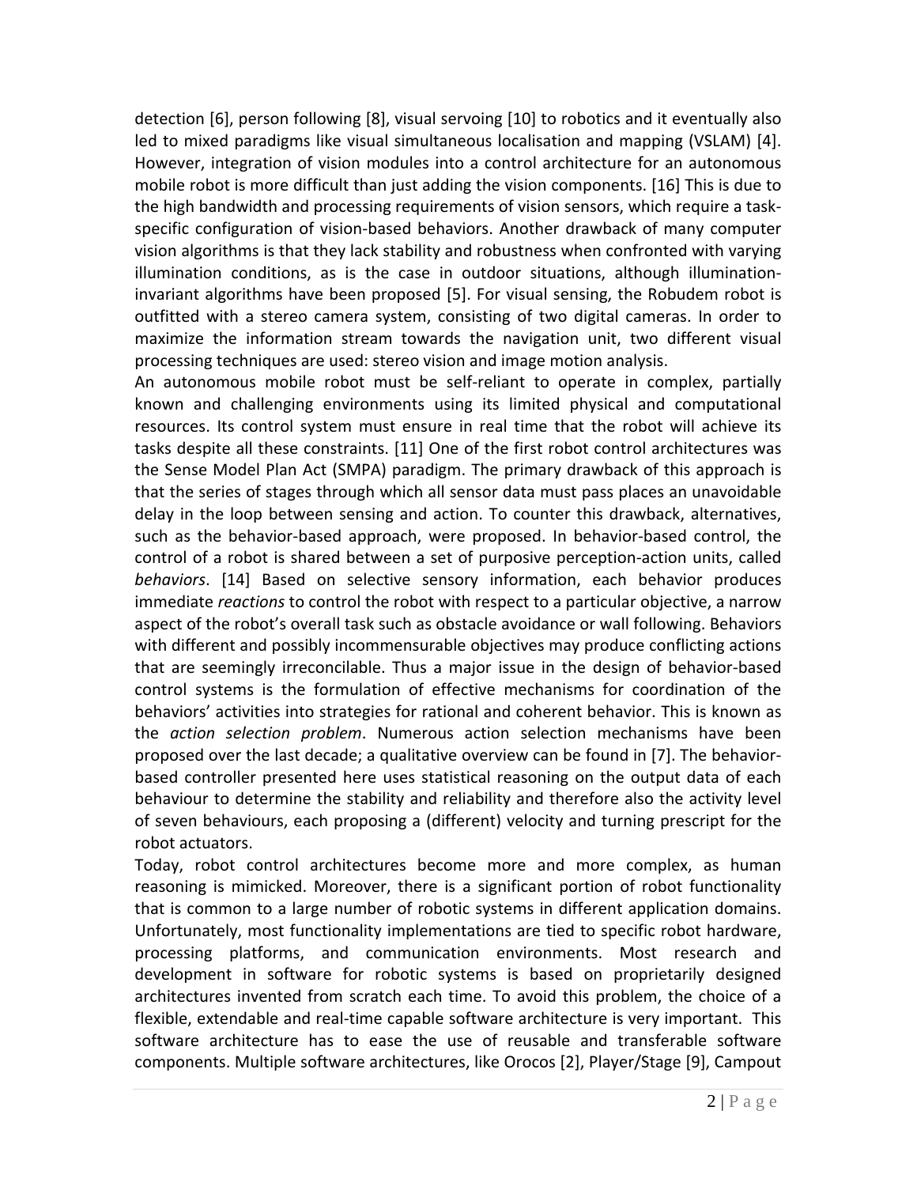detection [6], person following [8], visual servoing [10] to robotics and it eventually also led to mixed paradigms like visual simultaneous localisation and mapping (VSLAM) [4]. However, integration of vision modules into a control architecture for an autonomous mobile robot is more difficult than just adding the vision components. [16] This is due to the high bandwidth and processing requirements of vision sensors, which require a task-specific configuration of vision-based behaviors. Another drawback of many computer vision algorithms is that they lack stability and robustness when confronted with varying illumination conditions, as is the case in outdoor situations, although illumination-invariant algorithms have been proposed [5]. For visual sensing, the Robudem robot is outfitted with a stereo camera system, consisting of two digital cameras. In order to maximize the information stream towards the navigation unit, two different visual processing techniques are used: stereo vision and image motion analysis.

An autonomous mobile robot must be self-reliant to operate in complex, partially known and challenging environments using its limited physical and computational resources. Its control system must ensure in real time that the robot will achieve its tasks despite all these constraints. [11] One of the first robot control architectures was the Sense Model Plan Act (SMPA) paradigm. The primary drawback of this approach is that the series of stages through which all sensor data must pass places an unavoidable delay in the loop between sensing and action. To counter this drawback, alternatives, such as the behavior-based approach, were proposed. In behavior-based control, the control of a robot is shared between a set of purposive perception-action units, called *behaviors*. [14] Based on selective sensory information, each behavior produces immediate *reactions* to control the robot with respect to a particular objective, a narrow aspect of the robot's overall task such as obstacle avoidance or wall following. Behaviors with different and possibly incommensurable objectives may produce conflicting actions that are seemingly irreconcilable. Thus a major issue in the design of behavior-based control systems is the formulation of effective mechanisms for coordination of the behaviors' activities into strategies for rational and coherent behavior. This is known as the *action selection problem*. Numerous action selection mechanisms have been proposed over the last decade; a qualitative overview can be found in [7]. The behavior-based controller presented here uses statistical reasoning on the output data of each behaviour to determine the stability and reliability and therefore also the activity level of seven behaviours, each proposing a (different) velocity and turning prescript for the robot actuators.

Today, robot control architectures become more and more complex, as human reasoning is mimicked. Moreover, there is a significant portion of robot functionality that is common to a large number of robotic systems in different application domains. Unfortunately, most functionality implementations are tied to specific robot hardware, processing platforms, and communication environments. Most research and development in software for robotic systems is based on proprietarily designed architectures invented from scratch each time. To avoid this problem, the choice of a flexible, extendable and real-time capable software architecture is very important. This software architecture has to ease the use of reusable and transferable software components. Multiple software architectures, like Orocos [2], Player/Stage [9], Campout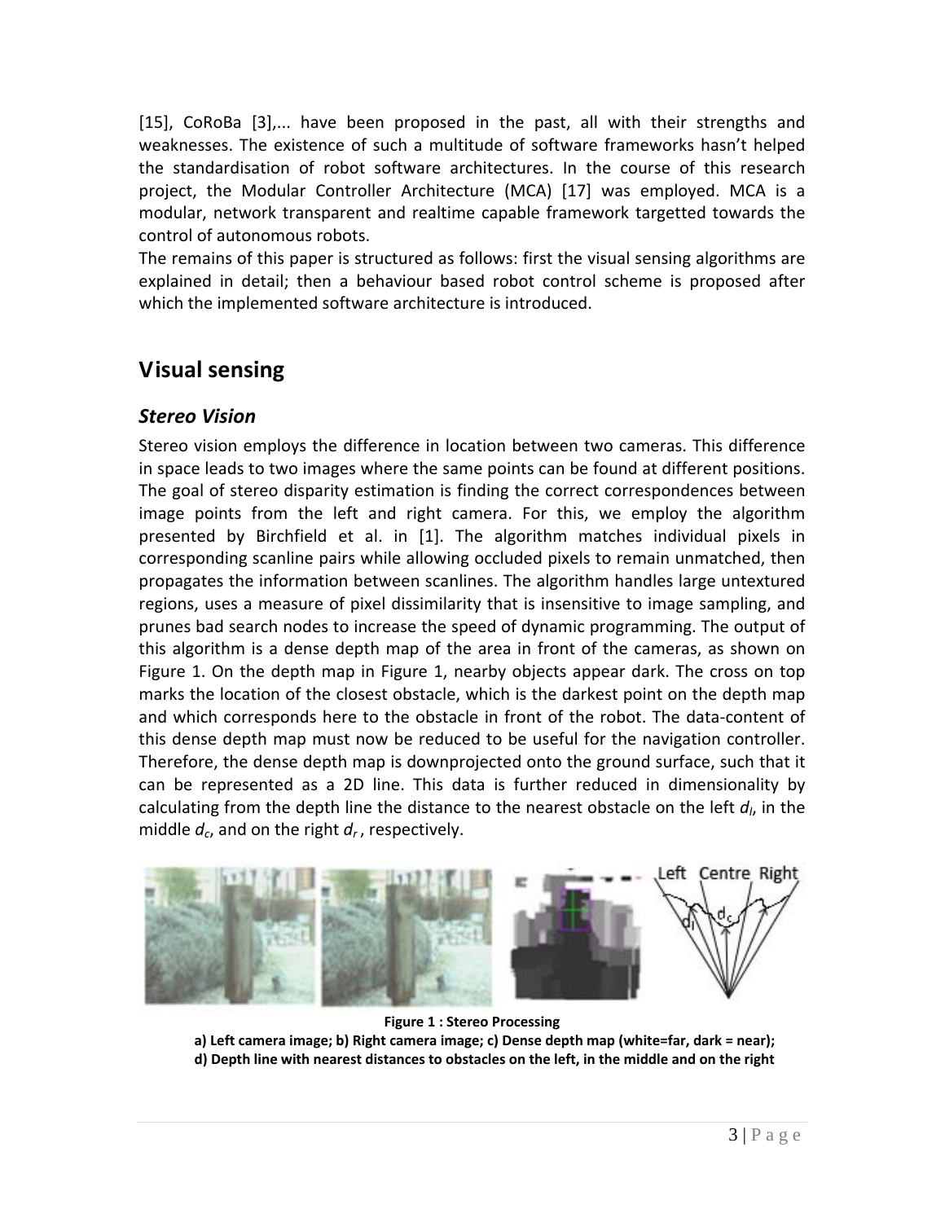[15], CoRoBa [3],... have been proposed in the past, all with their strengths and weaknesses. The existence of such a multitude of software frameworks hasn't helped the standardisation of robot software architectures. In the course of this research project, the Modular Controller Architecture (MCA) [17] was employed. MCA is a modular, network transparent and realtime capable framework targetted towards the control of autonomous robots.

The remains of this paper is structured as follows: first the visual sensing algorithms are explained in detail; then a behaviour based robot control scheme is proposed after which the implemented software architecture is introduced.

# Visual sensing

## *Stereo Vision*

Stereo vision employs the difference in location between two cameras. This difference in space leads to two images where the same points can be found at different positions. The goal of stereo disparity estimation is finding the correct correspondences between image points from the left and right camera. For this, we employ the algorithm presented by Birchfield et al. in [1]. The algorithm matches individual pixels in corresponding scanline pairs while allowing occluded pixels to remain unmatched, then propagates the information between scanlines. The algorithm handles large untextured regions, uses a measure of pixel dissimilarity that is insensitive to image sampling, and prunes bad search nodes to increase the speed of dynamic programming. The output of this algorithm is a dense depth map of the area in front of the cameras, as shown on Figure 1. On the depth map in Figure 1, nearby objects appear dark. The cross on top marks the location of the closest obstacle, which is the darkest point on the depth map and which corresponds here to the obstacle in front of the robot. The data-content of this dense depth map must now be reduced to be useful for the navigation controller. Therefore, the dense depth map is downprojected onto the ground surface, such that it can be represented as a 2D line. This data is further reduced in dimensionality by calculating from the depth line the distance to the nearest obstacle on the left $d_l$, in the middle $d_c$, and on the right $d_r$, respectively.

**Figure 1 : Stereo Processing**

**a) Left camera image; b) Right camera image; c) Dense depth map (white=far, dark = near); d) Depth line with nearest distances to obstacles on the left, in the middle and on the right**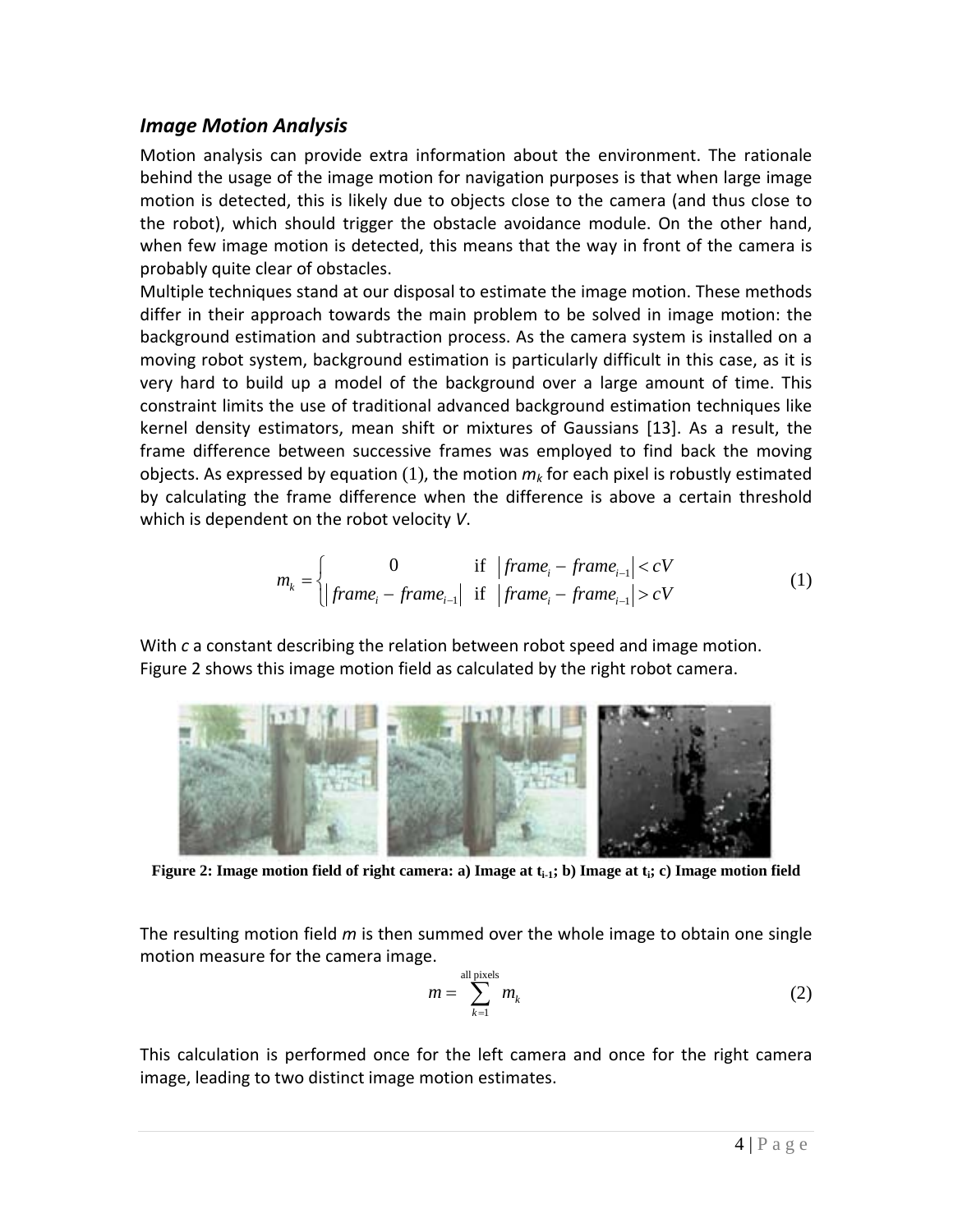### *Image Motion Analysis*

Motion analysis can provide extra information about the environment. The rationale behind the usage of the image motion for navigation purposes is that when large image motion is detected, this is likely due to objects close to the camera (and thus close to the robot), which should trigger the obstacle avoidance module. On the other hand, when few image motion is detected, this means that the way in front of the camera is probably quite clear of obstacles.

Multiple techniques stand at our disposal to estimate the image motion. These methods differ in their approach towards the main problem to be solved in image motion: the background estimation and subtraction process. As the camera system is installed on a moving robot system, background estimation is particularly difficult in this case, as it is very hard to build up a model of the background over a large amount of time. This constraint limits the use of traditional advanced background estimation techniques like kernel density estimators, mean shift or mixtures of Gaussians [13]. As a result, the frame difference between successive frames was employed to find back the moving objects. As expressed by equation (1), the motion $m_k$ for each pixel is robustly estimated by calculating the frame difference when the difference is above a certain threshold which is dependent on the robot velocity $V$.

$$m_k = \begin{cases} 0 & \text{if } \left| frame_i - frame_{i-1} \right| < cV \\ \left| frame_i - frame_{i-1} \right| & \text{if } \left| frame_i - frame_{i-1} \right| > cV \end{cases} \tag{1}$$

With $c$ a constant describing the relation between robot speed and image motion. Figure 2 shows this image motion field as calculated by the right robot camera.

**Figure 2: Image motion field of right camera: a) Image at $t_{i-1}$; b) Image at $t_i$; c) Image motion field**

The resulting motion field $m$ is then summed over the whole image to obtain one single motion measure for the camera image.

$$m = \sum_{k=1}^{\text{all pixels}} m_k \tag{2}$$

This calculation is performed once for the left camera and once for the right camera image, leading to two distinct image motion estimates.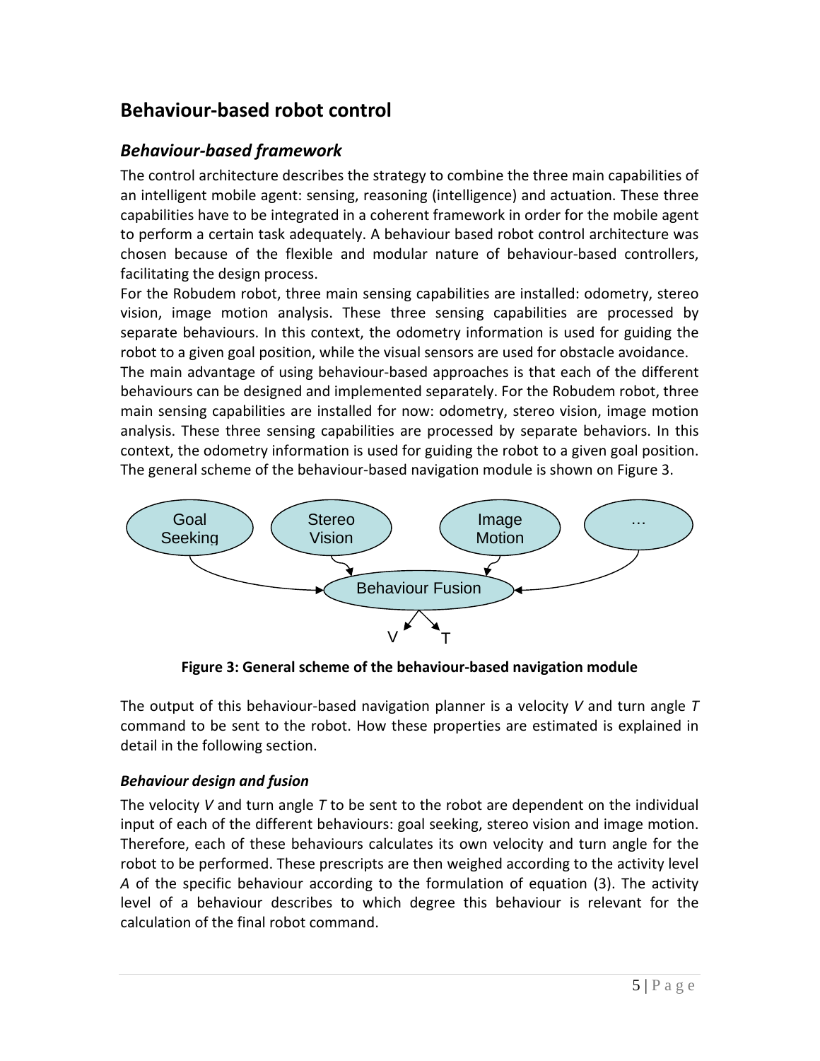# Behaviour-based robot control

## Behaviour-based framework

The control architecture describes the strategy to combine the three main capabilities of an intelligent mobile agent: sensing, reasoning (intelligence) and actuation. These three capabilities have to be integrated in a coherent framework in order for the mobile agent to perform a certain task adequately. A behaviour based robot control architecture was chosen because of the flexible and modular nature of behaviour-based controllers, facilitating the design process.

For the Robudem robot, three main sensing capabilities are installed: odometry, stereo vision, image motion analysis. These three sensing capabilities are processed by separate behaviours. In this context, the odometry information is used for guiding the robot to a given goal position, while the visual sensors are used for obstacle avoidance.

The main advantage of using behaviour-based approaches is that each of the different behaviours can be designed and implemented separately. For the Robudem robot, three main sensing capabilities are installed for now: odometry, stereo vision, image motion analysis. These three sensing capabilities are processed by separate behaviors. In this context, the odometry information is used for guiding the robot to a given goal position. The general scheme of the behaviour-based navigation module is shown on Figure 3.

**Figure 3: General scheme of the behaviour-based navigation module**

The output of this behaviour-based navigation planner is a velocity $V$ and turn angle $T$ command to be sent to the robot. How these properties are estimated is explained in detail in the following section.

### *Behaviour design and fusion*

The velocity $V$ and turn angle $T$ to be sent to the robot are dependent on the individual input of each of the different behaviours: goal seeking, stereo vision and image motion. Therefore, each of these behaviours calculates its own velocity and turn angle for the robot to be performed. These prescripts are then weighed according to the activity level $A$ of the specific behaviour according to the formulation of equation (3). The activity level of a behaviour describes to which degree this behaviour is relevant for the calculation of the final robot command.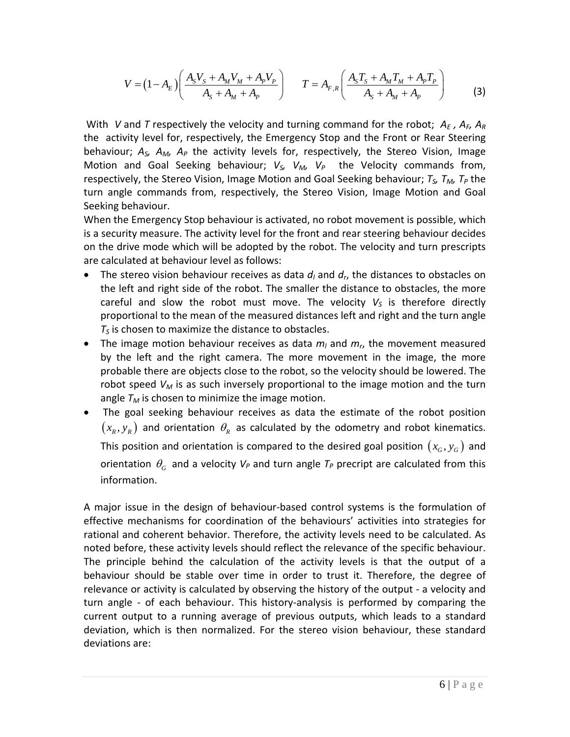$$V = (1 - A_E)\left(\frac{A_S V_S + A_M V_M + A_P V_P}{A_S + A_M + A_P}\right) \qquad T = A_{F,R}\left(\frac{A_S T_S + A_M T_M + A_P T_P}{A_S + A_M + A_P}\right) \tag{3}$$

With $V$ and $T$ respectively the velocity and turning command for the robot; $A_E$ , $A_F$, $A_R$ the activity level for, respectively, the Emergency Stop and the Front or Rear Steering behaviour; $A_S$, $A_M$, $A_P$ the activity levels for, respectively, the Stereo Vision, Image Motion and Goal Seeking behaviour; $V_S$, $V_M$, $V_P$ the Velocity commands from, respectively, the Stereo Vision, Image Motion and Goal Seeking behaviour; $T_S$, $T_M$, $T_P$ the turn angle commands from, respectively, the Stereo Vision, Image Motion and Goal Seeking behaviour.

When the Emergency Stop behaviour is activated, no robot movement is possible, which is a security measure. The activity level for the front and rear steering behaviour decides on the drive mode which will be adopted by the robot. The velocity and turn prescripts are calculated at behaviour level as follows:

- The stereo vision behaviour receives as data $d_l$ and $d_r$, the distances to obstacles on the left and right side of the robot. The smaller the distance to obstacles, the more careful and slow the robot must move. The velocity $V_S$ is therefore directly proportional to the mean of the measured distances left and right and the turn angle $T_S$ is chosen to maximize the distance to obstacles.
- The image motion behaviour receives as data $m_l$ and $m_r$, the movement measured by the left and the right camera. The more movement in the image, the more probable there are objects close to the robot, so the velocity should be lowered. The robot speed $V_M$ is as such inversely proportional to the image motion and the turn angle $T_M$ is chosen to minimize the image motion.
- The goal seeking behaviour receives as data the estimate of the robot position $(x_R, y_R)$ and orientation $\theta_R$ as calculated by the odometry and robot kinematics. This position and orientation is compared to the desired goal position $(x_G, y_G)$ and orientation $\theta_G$ and a velocity $V_P$ and turn angle $T_P$ precript are calculated from this information.

A major issue in the design of behaviour-based control systems is the formulation of effective mechanisms for coordination of the behaviours' activities into strategies for rational and coherent behavior. Therefore, the activity levels need to be calculated. As noted before, these activity levels should reflect the relevance of the specific behaviour. The principle behind the calculation of the activity levels is that the output of a behaviour should be stable over time in order to trust it. Therefore, the degree of relevance or activity is calculated by observing the history of the output - a velocity and turn angle - of each behaviour. This history-analysis is performed by comparing the current output to a running average of previous outputs, which leads to a standard deviation, which is then normalized. For the stereo vision behaviour, these standard deviations are: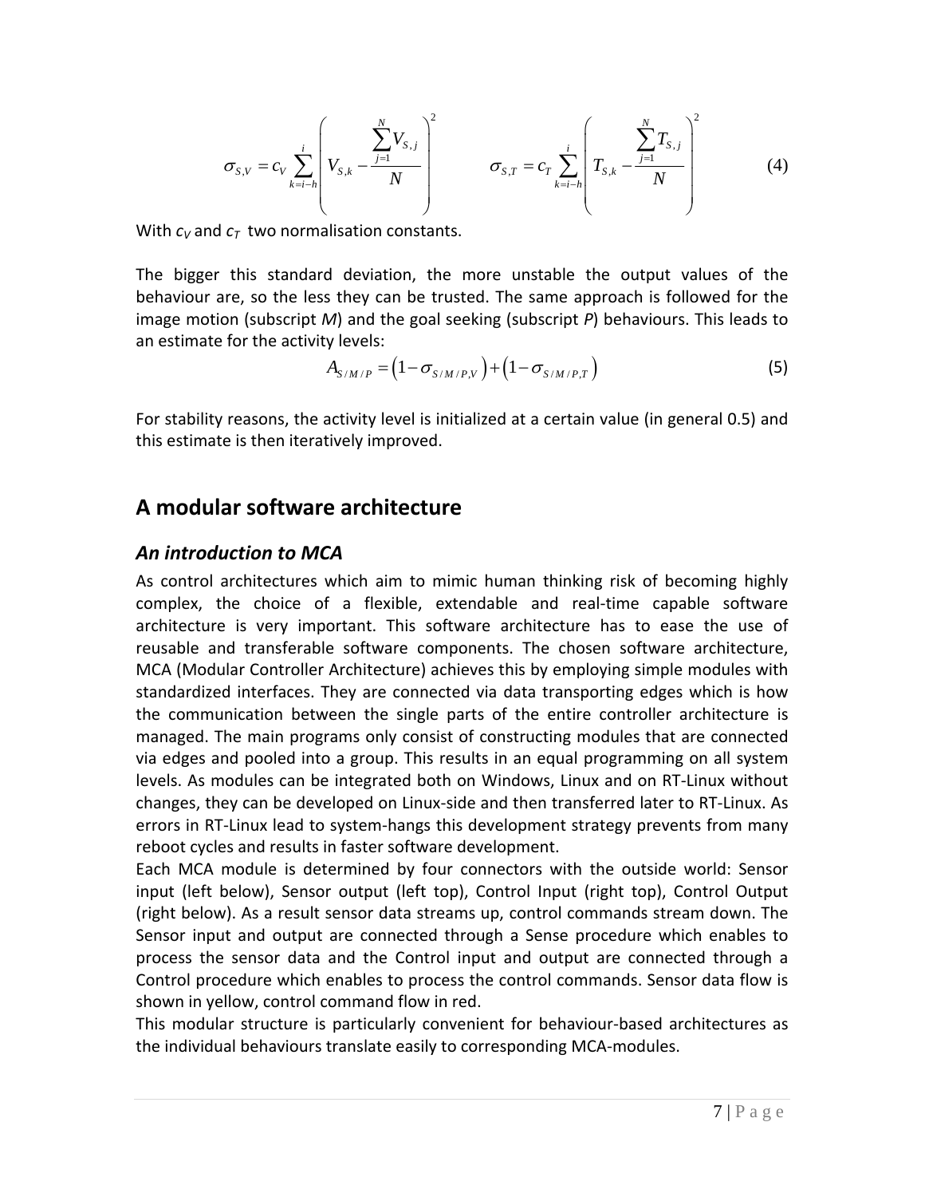$$\sigma_{S,V} = c_V \sum_{k=i-h}^{i} \left( V_{S,k} - \frac{\sum_{j=1}^{N} V_{S,j}}{N} \right)^2 \qquad \sigma_{S,T} = c_T \sum_{k=i-h}^{i} \left( T_{S,k} - \frac{\sum_{j=1}^{N} T_{S,j}}{N} \right)^2 \tag{4}$$

With $c_V$ and $c_T$ two normalisation constants.

The bigger this standard deviation, the more unstable the output values of the behaviour are, so the less they can be trusted. The same approach is followed for the image motion (subscript *M*) and the goal seeking (subscript *P*) behaviours. This leads to an estimate for the activity levels:

$$A_{S/M/P} = \left(1 - \sigma_{S/M/P,V}\right) + \left(1 - \sigma_{S/M/P,T}\right) \tag{5}$$

For stability reasons, the activity level is initialized at a certain value (in general 0.5) and this estimate is then iteratively improved.

## A modular software architecture

### *An introduction to MCA*

As control architectures which aim to mimic human thinking risk of becoming highly complex, the choice of a flexible, extendable and real-time capable software architecture is very important. This software architecture has to ease the use of reusable and transferable software components. The chosen software architecture, MCA (Modular Controller Architecture) achieves this by employing simple modules with standardized interfaces. They are connected via data transporting edges which is how the communication between the single parts of the entire controller architecture is managed. The main programs only consist of constructing modules that are connected via edges and pooled into a group. This results in an equal programming on all system levels. As modules can be integrated both on Windows, Linux and on RT-Linux without changes, they can be developed on Linux-side and then transferred later to RT-Linux. As errors in RT-Linux lead to system-hangs this development strategy prevents from many reboot cycles and results in faster software development.

Each MCA module is determined by four connectors with the outside world: Sensor input (left below), Sensor output (left top), Control Input (right top), Control Output (right below). As a result sensor data streams up, control commands stream down. The Sensor input and output are connected through a Sense procedure which enables to process the sensor data and the Control input and output are connected through a Control procedure which enables to process the control commands. Sensor data flow is shown in yellow, control command flow in red.

This modular structure is particularly convenient for behaviour-based architectures as the individual behaviours translate easily to corresponding MCA-modules.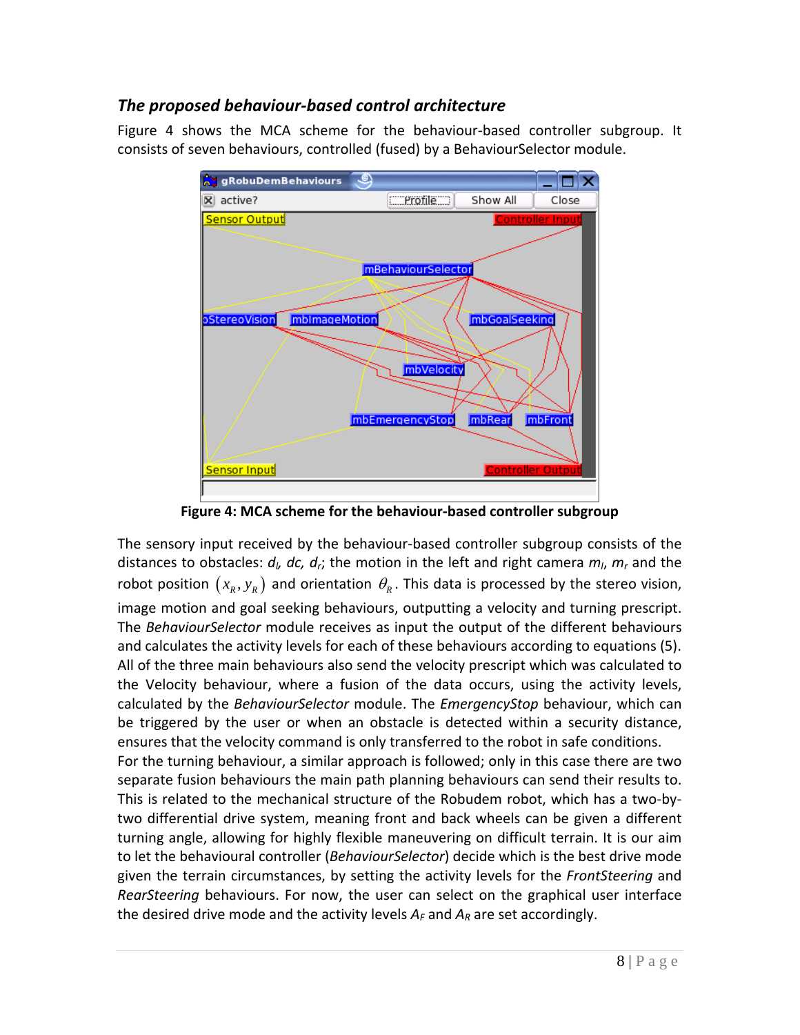### *The proposed behaviour-based control architecture*

Figure 4 shows the MCA scheme for the behaviour-based controller subgroup. It consists of seven behaviours, controlled (fused) by a BehaviourSelector module.

**Figure 4: MCA scheme for the behaviour-based controller subgroup**

The sensory input received by the behaviour-based controller subgroup consists of the distances to obstacles: $d_l$, $dc$, $d_r$; the motion in the left and right camera $m_l$, $m_r$ and the robot position $(x_R, y_R)$ and orientation $\theta_R$. This data is processed by the stereo vision, image motion and goal seeking behaviours, outputting a velocity and turning prescript. The *BehaviourSelector* module receives as input the output of the different behaviours and calculates the activity levels for each of these behaviours according to equations (5). All of the three main behaviours also send the velocity prescript which was calculated to the Velocity behaviour, where a fusion of the data occurs, using the activity levels, calculated by the *BehaviourSelector* module. The *EmergencyStop* behaviour, which can be triggered by the user or when an obstacle is detected within a security distance, ensures that the velocity command is only transferred to the robot in safe conditions.
For the turning behaviour, a similar approach is followed; only in this case there are two separate fusion behaviours the main path planning behaviours can send their results to. This is related to the mechanical structure of the Robudem robot, which has a two-by-two differential drive system, meaning front and back wheels can be given a different turning angle, allowing for highly flexible maneuvering on difficult terrain. It is our aim to let the behavioural controller (*BehaviourSelector*) decide which is the best drive mode given the terrain circumstances, by setting the activity levels for the *FrontSteering* and *RearSteering* behaviours. For now, the user can select on the graphical user interface the desired drive mode and the activity levels $A_F$ and $A_R$ are set accordingly.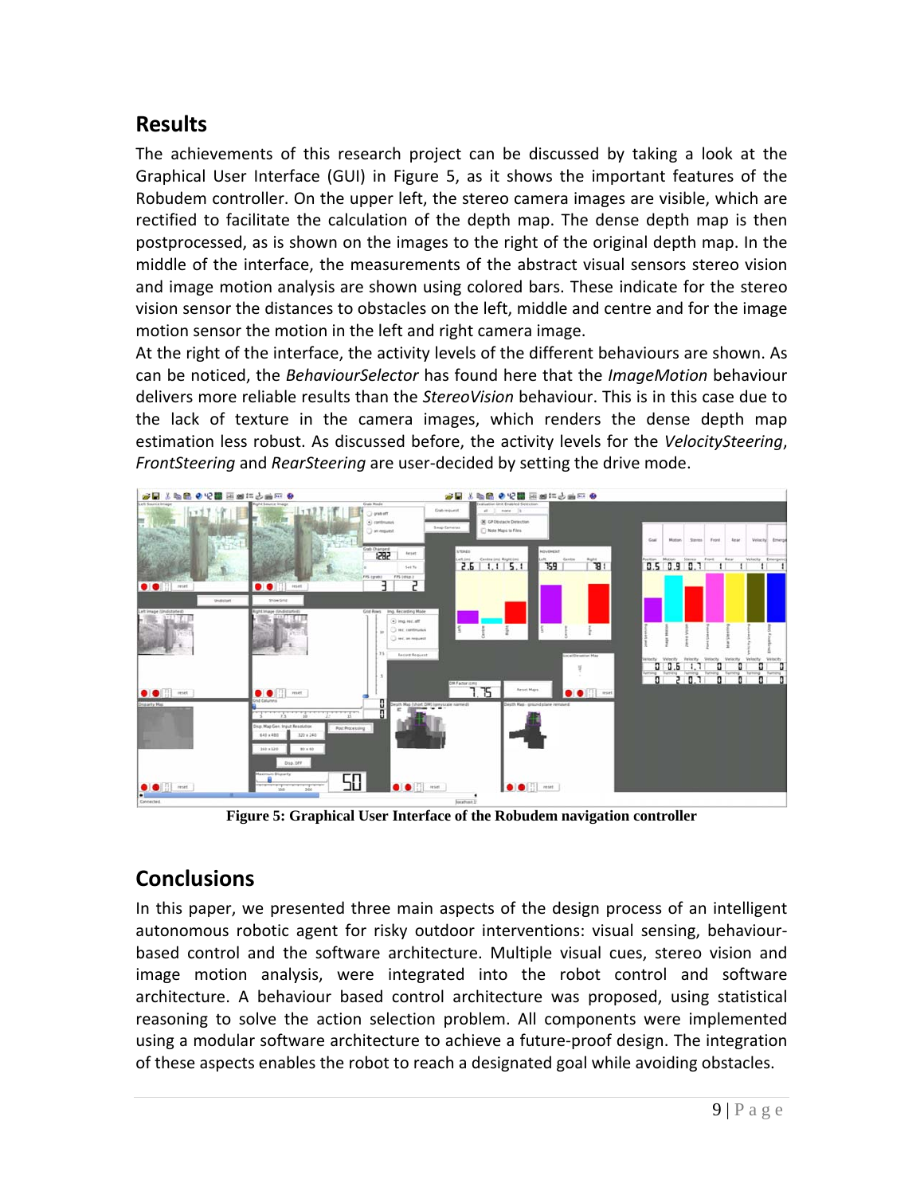## Results

The achievements of this research project can be discussed by taking a look at the Graphical User Interface (GUI) in Figure 5, as it shows the important features of the Robudem controller. On the upper left, the stereo camera images are visible, which are rectified to facilitate the calculation of the depth map. The dense depth map is then postprocessed, as is shown on the images to the right of the original depth map. In the middle of the interface, the measurements of the abstract visual sensors stereo vision and image motion analysis are shown using colored bars. These indicate for the stereo vision sensor the distances to obstacles on the left, middle and centre and for the image motion sensor the motion in the left and right camera image.

At the right of the interface, the activity levels of the different behaviours are shown. As can be noticed, the *BehaviourSelector* has found here that the *ImageMotion* behaviour delivers more reliable results than the *StereoVision* behaviour. This is in this case due to the lack of texture in the camera images, which renders the dense depth map estimation less robust. As discussed before, the activity levels for the *VelocitySteering*, *FrontSteering* and *RearSteering* are user-decided by setting the drive mode.

**Figure 5: Graphical User Interface of the Robudem navigation controller**

## Conclusions

In this paper, we presented three main aspects of the design process of an intelligent autonomous robotic agent for risky outdoor interventions: visual sensing, behaviour-based control and the software architecture. Multiple visual cues, stereo vision and image motion analysis, were integrated into the robot control and software architecture. A behaviour based control architecture was proposed, using statistical reasoning to solve the action selection problem. All components were implemented using a modular software architecture to achieve a future-proof design. The integration of these aspects enables the robot to reach a designated goal while avoiding obstacles.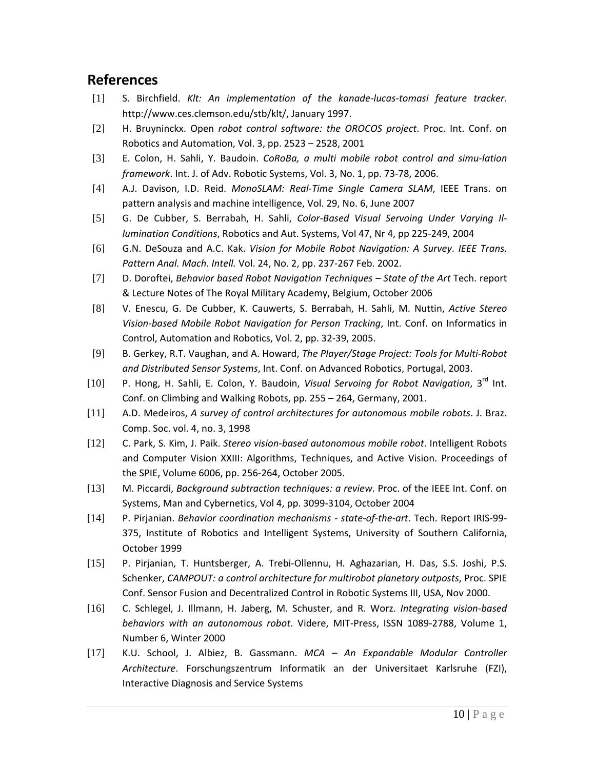## References

[1] S. Birchfield. *Klt: An implementation of the kanade-lucas-tomasi feature tracker*. http://www.ces.clemson.edu/stb/klt/, January 1997.

[2] H. Bruyninckx. Open *robot control software: the OROCOS project*. Proc. Int. Conf. on Robotics and Automation, Vol. 3, pp. 2523 – 2528, 2001

[3] E. Colon, H. Sahli, Y. Baudoin. *CoRoBa, a multi mobile robot control and simu-lation framework*. Int. J. of Adv. Robotic Systems, Vol. 3, No. 1, pp. 73-78, 2006.

[4] A.J. Davison, I.D. Reid. *MonoSLAM: Real-Time Single Camera SLAM*, IEEE Trans. on pattern analysis and machine intelligence, Vol. 29, No. 6, June 2007

[5] G. De Cubber, S. Berrabah, H. Sahli, *Color-Based Visual Servoing Under Varying Il-lumination Conditions*, Robotics and Aut. Systems, Vol 47, Nr 4, pp 225-249, 2004

[6] G.N. DeSouza and A.C. Kak. *Vision for Mobile Robot Navigation: A Survey*. *IEEE Trans. Pattern Anal. Mach. Intell.* Vol. 24, No. 2, pp. 237-267 Feb. 2002.

[7] D. Doroftei, *Behavior based Robot Navigation Techniques – State of the Art* Tech. report & Lecture Notes of The Royal Military Academy, Belgium, October 2006

[8] V. Enescu, G. De Cubber, K. Cauwerts, S. Berrabah, H. Sahli, M. Nuttin, *Active Stereo Vision-based Mobile Robot Navigation for Person Tracking*, Int. Conf. on Informatics in Control, Automation and Robotics, Vol. 2, pp. 32-39, 2005.

[9] B. Gerkey, R.T. Vaughan, and A. Howard, *The Player/Stage Project: Tools for Multi-Robot and Distributed Sensor Systems*, Int. Conf. on Advanced Robotics, Portugal, 2003.

[10] P. Hong, H. Sahli, E. Colon, Y. Baudoin, *Visual Servoing for Robot Navigation*, 3rd Int. Conf. on Climbing and Walking Robots, pp. 255 – 264, Germany, 2001.

[11] A.D. Medeiros, *A survey of control architectures for autonomous mobile robots*. J. Braz. Comp. Soc. vol. 4, no. 3, 1998

[12] C. Park, S. Kim, J. Paik. *Stereo vision-based autonomous mobile robot*. Intelligent Robots and Computer Vision XXIII: Algorithms, Techniques, and Active Vision. Proceedings of the SPIE, Volume 6006, pp. 256-264, October 2005.

[13] M. Piccardi, *Background subtraction techniques: a review*. Proc. of the IEEE Int. Conf. on Systems, Man and Cybernetics, Vol 4, pp. 3099-3104, October 2004

[14] P. Pirjanian. *Behavior coordination mechanisms - state-of-the-art*. Tech. Report IRIS-99-375, Institute of Robotics and Intelligent Systems, University of Southern California, October 1999

[15] P. Pirjanian, T. Huntsberger, A. Trebi-Ollennu, H. Aghazarian, H. Das, S.S. Joshi, P.S. Schenker, *CAMPOUT: a control architecture for multirobot planetary outposts*, Proc. SPIE Conf. Sensor Fusion and Decentralized Control in Robotic Systems III, USA, Nov 2000.

[16] C. Schlegel, J. Illmann, H. Jaberg, M. Schuster, and R. Worz. *Integrating vision-based behaviors with an autonomous robot*. Videre, MIT-Press, ISSN 1089-2788, Volume 1, Number 6, Winter 2000

[17] K.U. School, J. Albiez, B. Gassmann. *MCA – An Expandable Modular Controller Architecture*. Forschungszentrum Informatik an der Universitaet Karlsruhe (FZI), Interactive Diagnosis and Service Systems